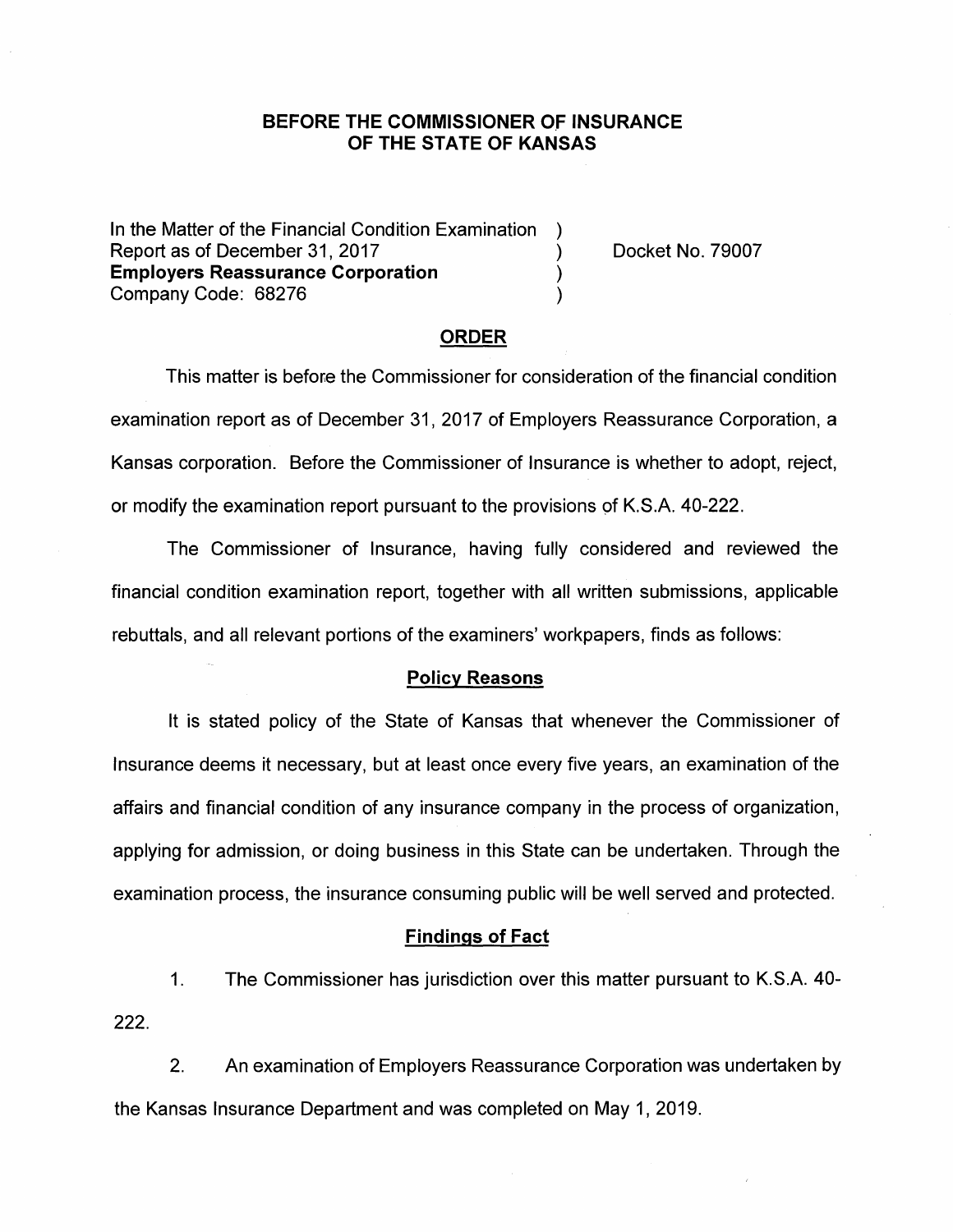**BEFORE THE COMMISSIONER OF INSURANCE OF THE STATE OF KANSAS**

In the Matter of the Financial Condition Examination )
Report as of December 31, 2017 ) Docket No. 79007
**Employers Reassurance Corporation** )
Company Code: 68276 )

## ORDER

This matter is before the Commissioner for consideration of the financial condition examination report as of December 31, 2017 of Employers Reassurance Corporation, a Kansas corporation. Before the Commissioner of Insurance is whether to adopt, reject, or modify the examination report pursuant to the provisions of K.S.A. 40-222.

The Commissioner of Insurance, having fully considered and reviewed the financial condition examination report, together with all written submissions, applicable rebuttals, and all relevant portions of the examiners' workpapers, finds as follows:

### Policy Reasons

It is stated policy of the State of Kansas that whenever the Commissioner of Insurance deems it necessary, but at least once every five years, an examination of the affairs and financial condition of any insurance company in the process of organization, applying for admission, or doing business in this State can be undertaken. Through the examination process, the insurance consuming public will be well served and protected.

### Findings of Fact

1. The Commissioner has jurisdiction over this matter pursuant to K.S.A. 40-222.

2. An examination of Employers Reassurance Corporation was undertaken by the Kansas Insurance Department and was completed on May 1, 2019.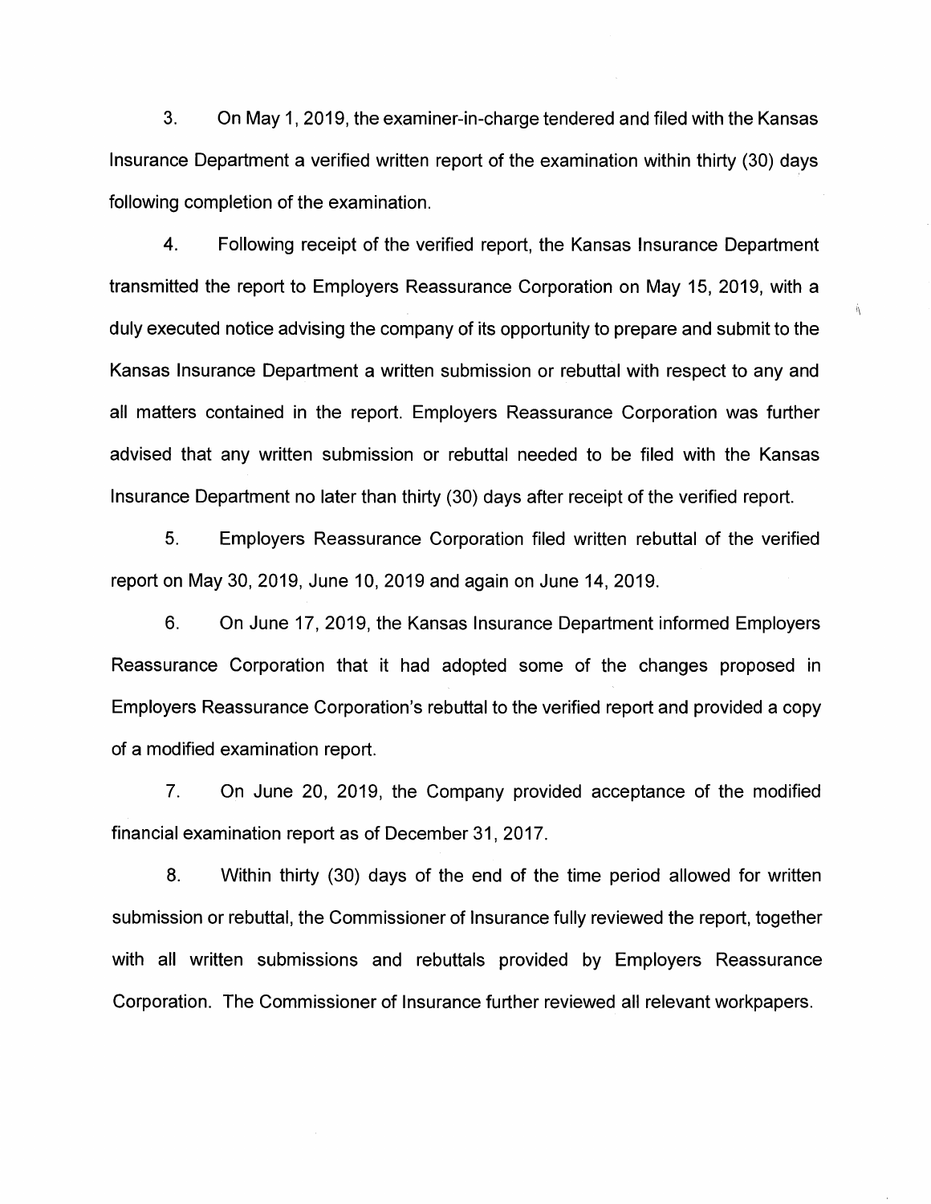3. On May 1, 2019, the examiner-in-charge tendered and filed with the Kansas Insurance Department a verified written report of the examination within thirty (30) days following completion of the examination.

4. Following receipt of the verified report, the Kansas Insurance Department transmitted the report to Employers Reassurance Corporation on May 15, 2019, with a duly executed notice advising the company of its opportunity to prepare and submit to the Kansas Insurance Department a written submission or rebuttal with respect to any and all matters contained in the report. Employers Reassurance Corporation was further advised that any written submission or rebuttal needed to be filed with the Kansas Insurance Department no later than thirty (30) days after receipt of the verified report.

5. Employers Reassurance Corporation filed written rebuttal of the verified report on May 30, 2019, June 10, 2019 and again on June 14, 2019.

6. On June 17, 2019, the Kansas Insurance Department informed Employers Reassurance Corporation that it had adopted some of the changes proposed in Employers Reassurance Corporation's rebuttal to the verified report and provided a copy of a modified examination report.

7. On June 20, 2019, the Company provided acceptance of the modified financial examination report as of December 31, 2017.

8. Within thirty (30) days of the end of the time period allowed for written submission or rebuttal, the Commissioner of Insurance fully reviewed the report, together with all written submissions and rebuttals provided by Employers Reassurance Corporation. The Commissioner of Insurance further reviewed all relevant workpapers.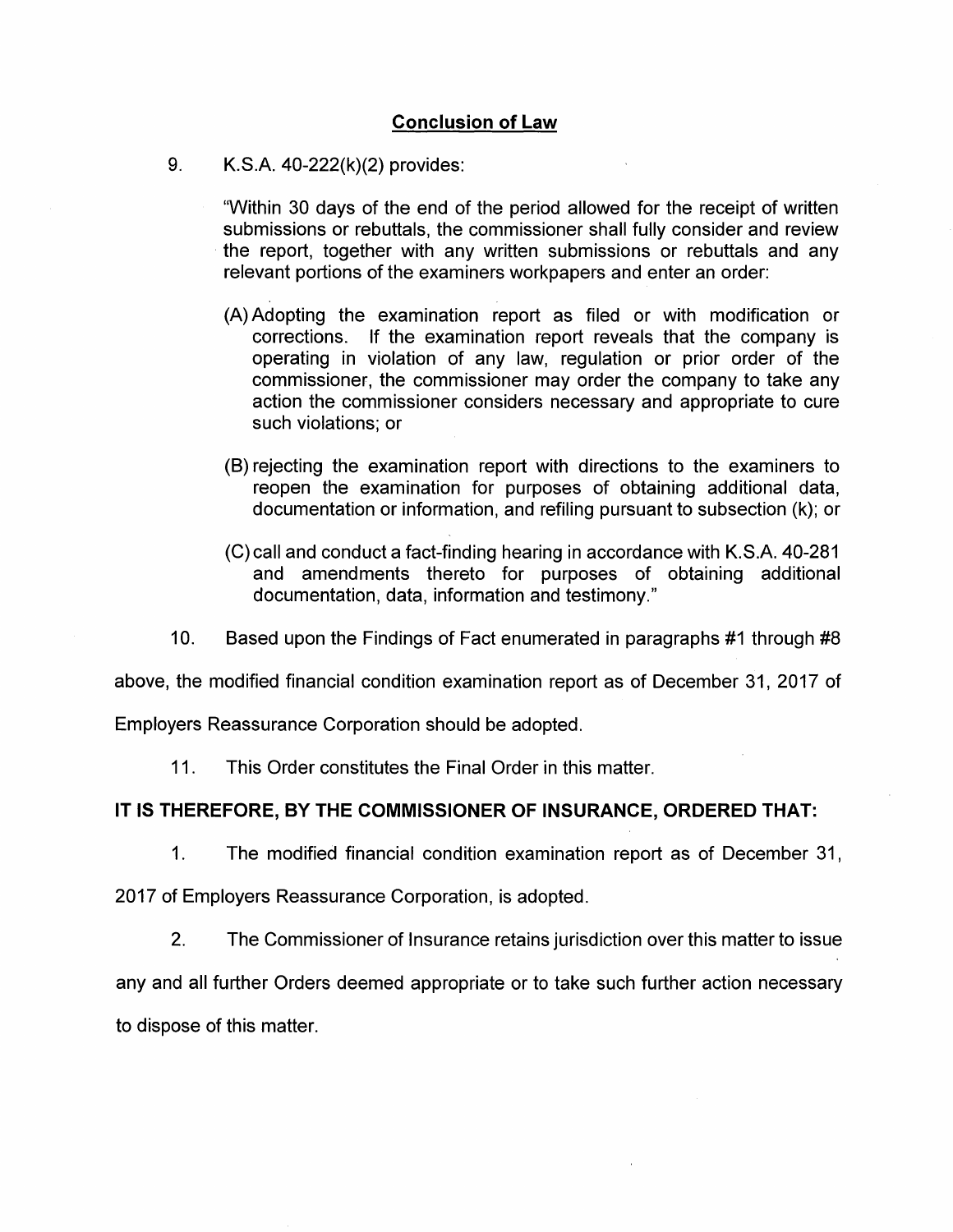## Conclusion of Law

9. K.S.A. 40-222(k)(2) provides:

   "Within 30 days of the end of the period allowed for the receipt of written submissions or rebuttals, the commissioner shall fully consider and review the report, together with any written submissions or rebuttals and any relevant portions of the examiners workpapers and enter an order:

   (A) Adopting the examination report as filed or with modification or corrections. If the examination report reveals that the company is operating in violation of any law, regulation or prior order of the commissioner, the commissioner may order the company to take any action the commissioner considers necessary and appropriate to cure such violations; or

   (B) rejecting the examination report with directions to the examiners to reopen the examination for purposes of obtaining additional data, documentation or information, and refiling pursuant to subsection (k); or

   (C) call and conduct a fact-finding hearing in accordance with K.S.A. 40-281 and amendments thereto for purposes of obtaining additional documentation, data, information and testimony."

10. Based upon the Findings of Fact enumerated in paragraphs #1 through #8 above, the modified financial condition examination report as of December 31, 2017 of Employers Reassurance Corporation should be adopted.

11. This Order constitutes the Final Order in this matter.

**IT IS THEREFORE, BY THE COMMISSIONER OF INSURANCE, ORDERED THAT:**

1. The modified financial condition examination report as of December 31, 2017 of Employers Reassurance Corporation, is adopted.

2. The Commissioner of Insurance retains jurisdiction over this matter to issue any and all further Orders deemed appropriate or to take such further action necessary to dispose of this matter.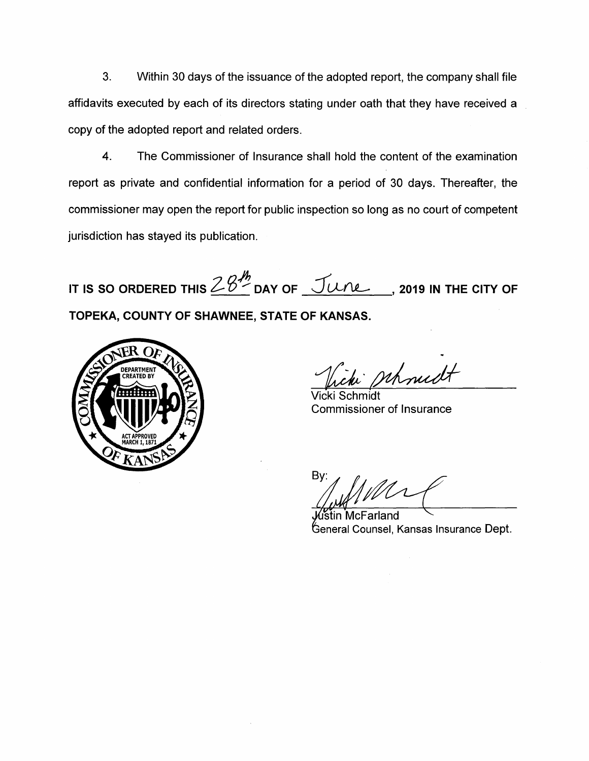3. Within 30 days of the issuance of the adopted report, the company shall file affidavits executed by each of its directors stating under oath that they have received a copy of the adopted report and related orders.

4. The Commissioner of Insurance shall hold the content of the examination report as private and confidential information for a period of 30 days. Thereafter, the commissioner may open the report for public inspection so long as no court of competent jurisdiction has stayed its publication.

**IT IS SO ORDERED THIS 28th DAY OF June, 2019 IN THE CITY OF TOPEKA, COUNTY OF SHAWNEE, STATE OF KANSAS.**

Vicki Schmidt
Commissioner of Insurance

By:

Justin McFarland
General Counsel, Kansas Insurance Dept.